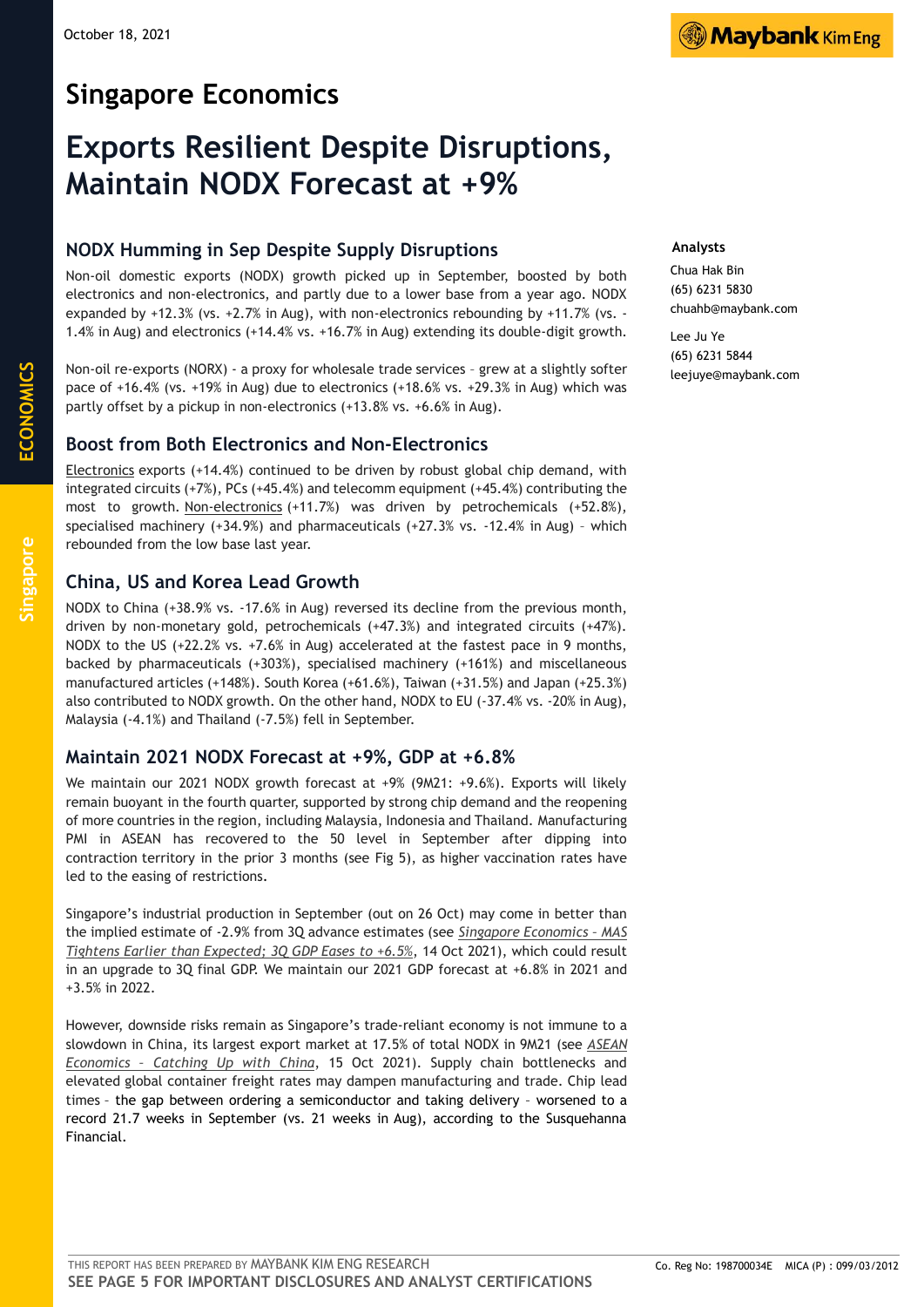October 18, 2021

# Singapore Economics

# Exports Resilient Despite Disruptions, Maintain NODX Forecast at +9%

**Analysts**

Chua Hak Bin
(65) 6231 5830
chuahb@maybank.com

Lee Ju Ye
(65) 6231 5844
leejuye@maybank.com

## NODX Humming in Sep Despite Supply Disruptions

Non-oil domestic exports (NODX) growth picked up in September, boosted by both electronics and non-electronics, and partly due to a lower base from a year ago. NODX expanded by +12.3% (vs. +2.7% in Aug), with non-electronics rebounding by +11.7% (vs. -1.4% in Aug) and electronics (+14.4% vs. +16.7% in Aug) extending its double-digit growth.

Non-oil re-exports (NORX) - a proxy for wholesale trade services – grew at a slightly softer pace of +16.4% (vs. +19% in Aug) due to electronics (+18.6% vs. +29.3% in Aug) which was partly offset by a pickup in non-electronics (+13.8% vs. +6.6% in Aug).

## Boost from Both Electronics and Non-Electronics

Electronics exports (+14.4%) continued to be driven by robust global chip demand, with integrated circuits (+7%), PCs (+45.4%) and telecomm equipment (+45.4%) contributing the most to growth. Non-electronics (+11.7%) was driven by petrochemicals (+52.8%), specialised machinery (+34.9%) and pharmaceuticals (+27.3% vs. -12.4% in Aug) – which rebounded from the low base last year.

## China, US and Korea Lead Growth

NODX to China (+38.9% vs. -17.6% in Aug) reversed its decline from the previous month, driven by non-monetary gold, petrochemicals (+47.3%) and integrated circuits (+47%). NODX to the US (+22.2% vs. +7.6% in Aug) accelerated at the fastest pace in 9 months, backed by pharmaceuticals (+303%), specialised machinery (+161%) and miscellaneous manufactured articles (+148%). South Korea (+61.6%), Taiwan (+31.5%) and Japan (+25.3%) also contributed to NODX growth. On the other hand, NODX to EU (-37.4% vs. -20% in Aug), Malaysia (-4.1%) and Thailand (-7.5%) fell in September.

## Maintain 2021 NODX Forecast at +9%, GDP at +6.8%

We maintain our 2021 NODX growth forecast at +9% (9M21: +9.6%). Exports will likely remain buoyant in the fourth quarter, supported by strong chip demand and the reopening of more countries in the region, including Malaysia, Indonesia and Thailand. Manufacturing PMI in ASEAN has recovered to the 50 level in September after dipping into contraction territory in the prior 3 months (see Fig 5), as higher vaccination rates have led to the easing of restrictions.

Singapore's industrial production in September (out on 26 Oct) may come in better than the implied estimate of -2.9% from 3Q advance estimates (see *Singapore Economics – MAS Tightens Earlier than Expected; 3Q GDP Eases to +6.5%*, 14 Oct 2021), which could result in an upgrade to 3Q final GDP. We maintain our 2021 GDP forecast at +6.8% in 2021 and +3.5% in 2022.

However, downside risks remain as Singapore's trade-reliant economy is not immune to a slowdown in China, its largest export market at 17.5% of total NODX in 9M21 (see *ASEAN Economics – Catching Up with China*, 15 Oct 2021). Supply chain bottlenecks and elevated global container freight rates may dampen manufacturing and trade. Chip lead times – the gap between ordering a semiconductor and taking delivery – worsened to a record 21.7 weeks in September (vs. 21 weeks in Aug), according to the Susquehanna Financial.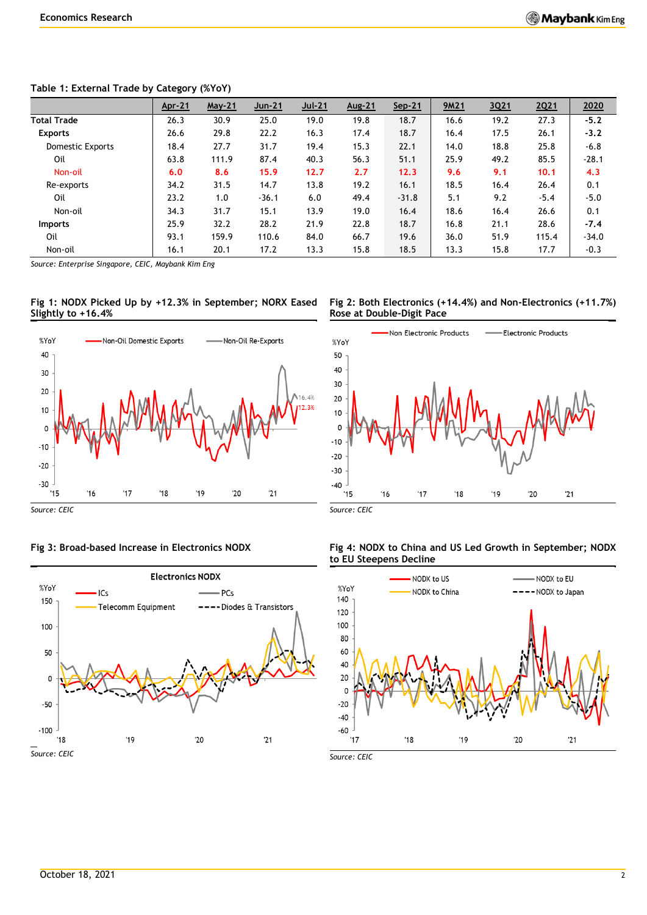**Table 1: External Trade by Category (%YoY)**

| | Apr-21 | May-21 | Jun-21 | Jul-21 | Aug-21 | Sep-21 | 9M21 | 3Q21 | 2Q21 | 2020 |
|---|---|---|---|---|---|---|---|---|---|---|
| **Total Trade** | 26.3 | 30.9 | 25.0 | 19.0 | 19.8 | 18.7 | 16.6 | 19.2 | 27.3 | **-5.2** |
| **Exports** | 26.6 | 29.8 | 22.2 | 16.3 | 17.4 | 18.7 | 16.4 | 17.5 | 26.1 | **-3.2** |
| Domestic Exports | 18.4 | 27.7 | 31.7 | 19.4 | 15.3 | 22.1 | 14.0 | 18.8 | 25.8 | -6.8 |
| Oil | 63.8 | 111.9 | 87.4 | 40.3 | 56.3 | 51.1 | 25.9 | 49.2 | 85.5 | -28.1 |
| Non-oil | **6.0** | **8.6** | **15.9** | **12.7** | **2.7** | **12.3** | **9.6** | **9.1** | **10.1** | **4.3** |
| Re-exports | 34.2 | 31.5 | 14.7 | 13.8 | 19.2 | 16.1 | 18.5 | 16.4 | 26.4 | 0.1 |
| Oil | 23.2 | 1.0 | -36.1 | 6.0 | 49.4 | -31.8 | 5.1 | 9.2 | -5.4 | -5.0 |
| Non-oil | 34.3 | 31.7 | 15.1 | 13.9 | 19.0 | 16.4 | 18.6 | 16.4 | 26.6 | 0.1 |
| **Imports** | 25.9 | 32.2 | 28.2 | 21.9 | 22.8 | 18.7 | 16.8 | 21.1 | 28.6 | **-7.4** |
| Oil | 93.1 | 159.9 | 110.6 | 84.0 | 66.7 | 19.6 | 36.0 | 51.9 | 115.4 | -34.0 |
| Non-oil | 16.1 | 20.1 | 17.2 | 13.3 | 15.8 | 18.5 | 13.3 | 15.8 | 17.7 | -0.3 |

*Source: Enterprise Singapore, CEIC, Maybank Kim Eng*

**Fig 1: NODX Picked Up by +12.3% in September; NORX Eased Slightly to +16.4%**

*Source: CEIC*

**Fig 2: Both Electronics (+14.4%) and Non-Electronics (+11.7%) Rose at Double-Digit Pace**

*Source: CEIC*

**Fig 3: Broad-based Increase in Electronics NODX**

*Source: CEIC*

**Fig 4: NODX to China and US Led Growth in September; NODX to EU Steepens Decline**

*Source: CEIC*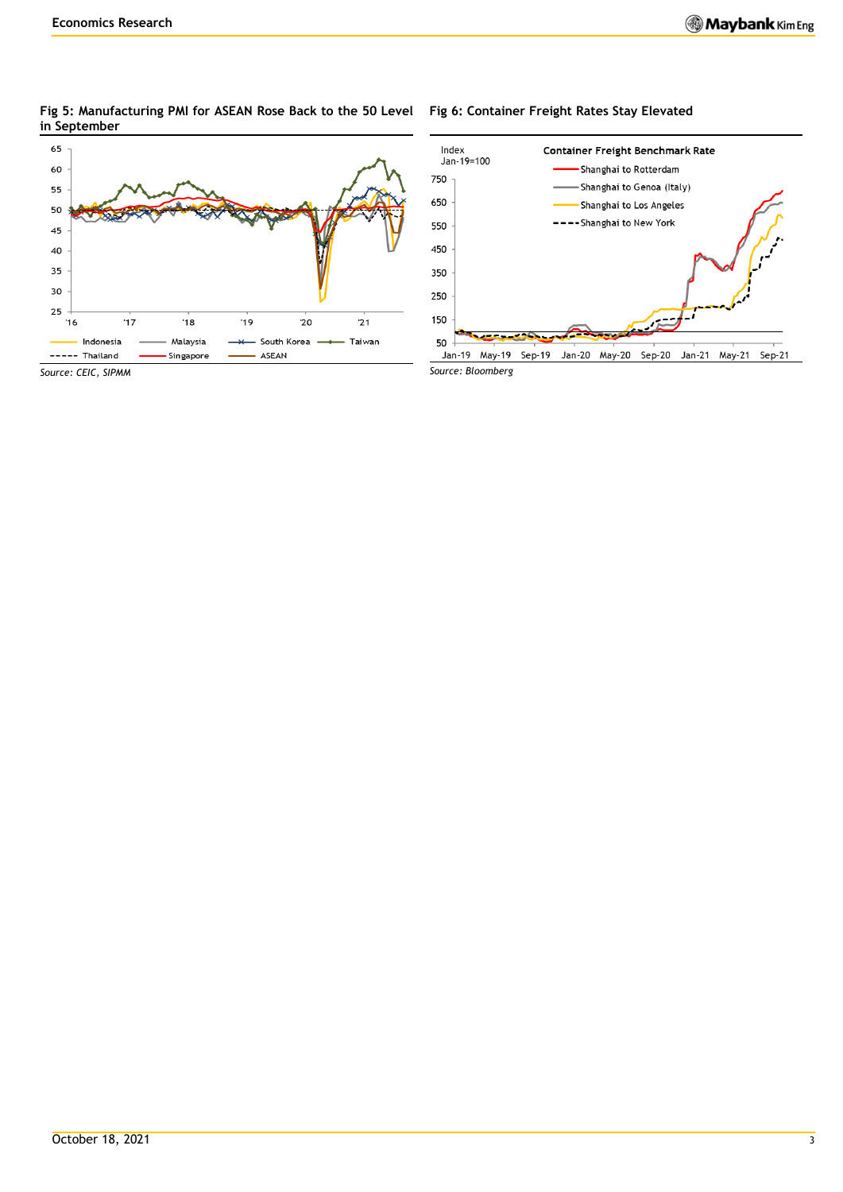**Fig 5: Manufacturing PMI for ASEAN Rose Back to the 50 Level in September**

Source: CEIC, SIPMM

**Fig 6: Container Freight Rates Stay Elevated**

Source: Bloomberg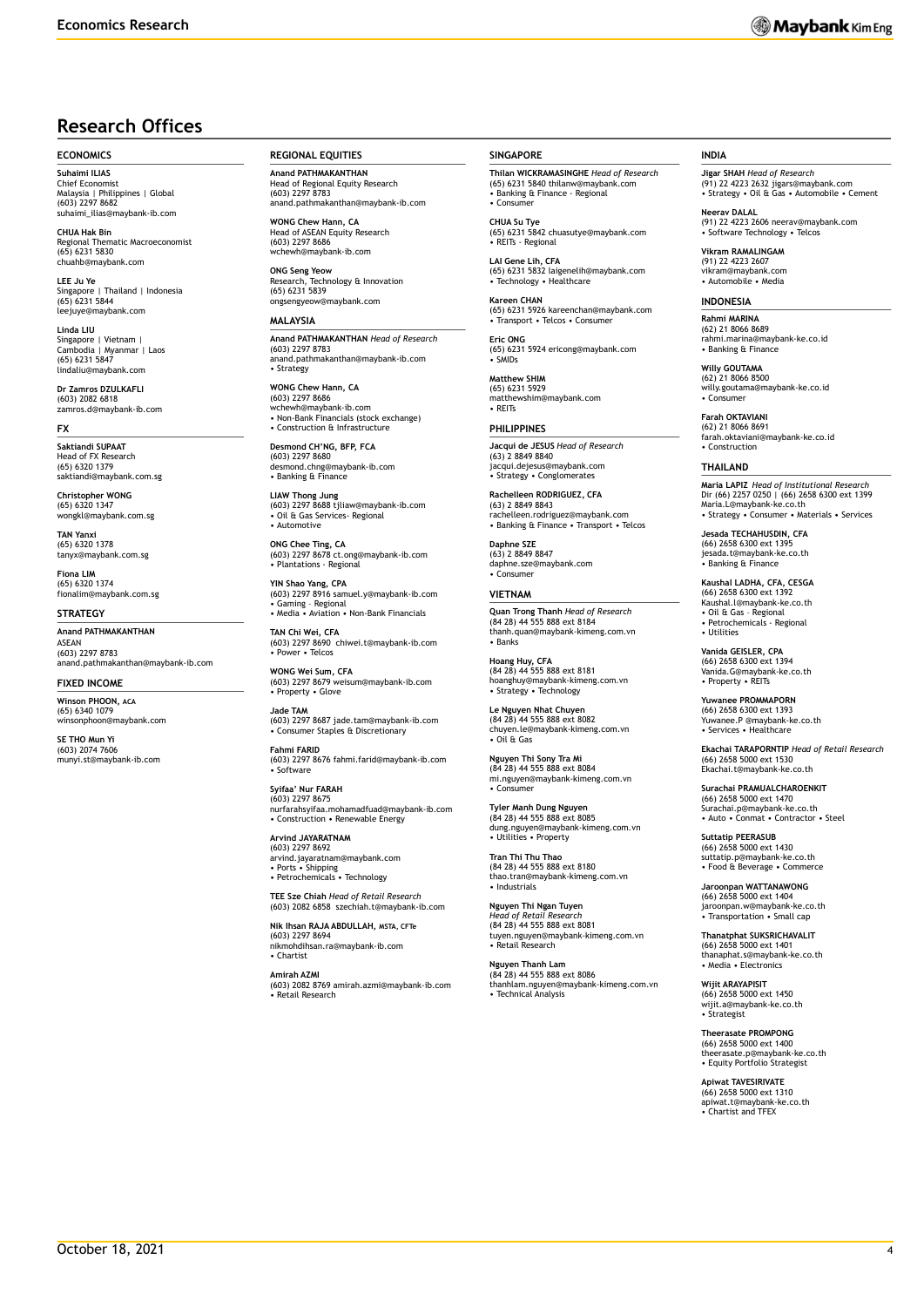# Research Offices

## ECONOMICS

**Suhaimi ILIAS**
Chief Economist
Malaysia | Philippines | Global
(603) 2297 8682
suhaimi_ilias@maybank-ib.com

**CHUA Hak Bin**
Regional Thematic Macroeconomist
(65) 6231 5830
chuahb@maybank.com

**LEE Ju Ye**
Singapore | Thailand | Indonesia
(65) 6231 5844
leejuye@maybank.com

**Linda LIU**
Singapore | Vietnam |
Cambodia | Myanmar | Laos
(65) 6231 5847
lindaliu@maybank.com

**Dr Zamros DZULKAFLI**
(603) 2082 6818
zamros.d@maybank-ib.com

## FX

**Saktiandi SUPAAT**
Head of FX Research
(65) 6320 1379
saktiandi@maybank.com.sg

**Christopher WONG**
(65) 6320 1347
wongkl@maybank.com.sg

**TAN Yanxi**
(65) 6320 1378
tanyx@maybank.com.sg

**Fiona LIM**
(65) 6320 1374
fionalim@maybank.com.sg

## STRATEGY

**Anand PATHMAKANTHAN**
ASEAN
(603) 2297 8783
anand.pathmakanthan@maybank-ib.com

## FIXED INCOME

**Winson PHOON, ACA**
(65) 6340 1079
winsonphoon@maybank.com

**SE THO Mun Yi**
(603) 2074 7606
munyi.st@maybank-ib.com

## REGIONAL EQUITIES

**Anand PATHMAKANTHAN**
Head of Regional Equity Research
(603) 2297 8783
anand.pathmakanthan@maybank-ib.com

**WONG Chew Hann, CA**
Head of ASEAN Equity Research
(603) 2297 8686
wchewh@maybank-ib.com

**ONG Seng Yeow**
Research, Technology & Innovation
(65) 6231 5839
ongsengyeow@maybank.com

## MALAYSIA

**Anand PATHMAKANTHAN** *Head of Research*
(603) 2297 8783
anand.pathmakanthan@maybank-ib.com
• Strategy

**WONG Chew Hann, CA**
(603) 2297 8686
wchewh@maybank-ib.com
• Non-Bank Financials (stock exchange)
• Construction & Infrastructure

**Desmond CH'NG, BFP, FCA**
(603) 2297 8680
desmond.chng@maybank-ib.com
• Banking & Finance

**LIAW Thong Jung**
(603) 2297 8688 tjliaw@maybank-ib.com
• Oil & Gas Services- Regional
• Automotive

**ONG Chee Ting, CA**
(603) 2297 8678 ct.ong@maybank-ib.com
• Plantations - Regional

**YIN Shao Yang, CPA**
(603) 2297 8916 samuel.y@maybank-ib.com
• Gaming – Regional
• Media • Aviation • Non-Bank Financials

**TAN Chi Wei, CFA**
(603) 2297 8690 chiwei.t@maybank-ib.com
• Power • Telcos

**WONG Wei Sum, CFA**
(603) 2297 8679 weisum@maybank-ib.com
• Property • Glove

**Jade TAM**
(603) 2297 8687 jade.tam@maybank-ib.com
• Consumer Staples & Discretionary

**Fahmi FARID**
(603) 2297 8676 fahmi.farid@maybank-ib.com
• Software

**Syifaa' Nur FARAH**
(603) 2297 8675
nurfarahsyifaa.mohamadfuad@maybank-ib.com
• Construction • Renewable Energy

**Arvind JAYARATNAM**
(603) 2297 8692
arvind.jayaratnam@maybank.com
• Ports • Shipping
• Petrochemicals • Technology

**TEE Sze Chiah** *Head of Retail Research*
(603) 2082 6858 szechiah.t@maybank-ib.com

**Nik Ihsan RAJA ABDULLAH, MSTA, CFTe**
(603) 2297 8694
nikmohdihsan.ra@maybank-ib.com
• Chartist

**Amirah AZMI**
(603) 2082 8769 amirah.azmi@maybank-ib.com
• Retail Research

## SINGAPORE

**Thilan WICKRAMASINGHE** *Head of Research*
(65) 6231 5840 thilanw@maybank.com
• Banking & Finance - Regional
• Consumer

**CHUA Su Tye**
(65) 6231 5842 chuasutye@maybank.com
• REITs - Regional

**LAI Gene Lih, CFA**
(65) 6231 5832 laigenelih@maybank.com
• Technology • Healthcare

**Kareen CHAN**
(65) 6231 5926 kareenchan@maybank.com
• Transport • Telcos • Consumer

**Eric ONG**
(65) 6231 5924 ericong@maybank.com
• SMIDs

**Matthew SHIM**
(65) 6231 5929
matthewshim@maybank.com
• REITs

## PHILIPPINES

**Jacqui de JESUS** *Head of Research*
(63) 2 8849 8840
jacqui.dejesus@maybank.com
• Strategy • Conglomerates

**Rachelleen RODRIGUEZ, CFA**
(63) 2 8849 8843
rachelleen.rodriguez@maybank.com
• Banking & Finance • Transport • Telcos

**Daphne SZE**
(63) 2 8849 8847
daphne.sze@maybank.com
• Consumer

## VIETNAM

**Quan Trong Thanh** *Head of Research*
(84 28) 44 555 888 ext 8184
thanh.quan@maybank-kimeng.com.vn
• Banks

**Hoang Huy, CFA**
(84 28) 44 555 888 ext 8181
hoanghuy@maybank-kimeng.com.vn
• Strategy • Technology

**Le Nguyen Nhat Chuyen**
(84 28) 44 555 888 ext 8082
chuyen.le@maybank-kimeng.com.vn
• Oil & Gas

**Nguyen Thi Sony Tra Mi**
(84 28) 44 555 888 ext 8084
mi.nguyen@maybank-kimeng.com.vn
• Consumer

**Tyler Manh Dung Nguyen**
(84 28) 44 555 888 ext 8085
dung.nguyen@maybank-kimeng.com.vn
• Utilities • Property

**Tran Thi Thu Thao**
(84 28) 44 555 888 ext 8180
thao.tran@maybank-kimeng.com.vn
• Industrials

**Nguyen Thi Ngan Tuyen**
*Head of Retail Research*
(84 28) 44 555 888 ext 8081
tuyen.nguyen@maybank-kimeng.com.vn
• Retail Research

**Nguyen Thanh Lam**
(84 28) 44 555 888 ext 8086
thanhlam.nguyen@maybank-kimeng.com.vn
• Technical Analysis

## INDIA

**Jigar SHAH** *Head of Research*
(91) 22 4223 2632 jigars@maybank.com
• Strategy • Oil & Gas • Automobile • Cement

**Neerav DALAL**
(91) 22 4223 2606 neerav@maybank.com
• Software Technology • Telcos

**Vikram RAMALINGAM**
(91) 22 4223 2607
vikram@maybank.com
• Automobile • Media

## INDONESIA

**Rahmi MARINA**
(62) 21 8066 8689
rahmi.marina@maybank-ke.co.id
• Banking & Finance

**Willy GOUTAMA**
(62) 21 8066 8500
willy.goutama@maybank-ke.co.id
• Consumer

**Farah OKTAVIANI**
(62) 21 8066 8691
farah.oktaviani@maybank-ke.co.id
• Construction

## THAILAND

**Maria LAPIZ** *Head of Institutional Research*
Dir (66) 2257 0250 | (66) 2658 6300 ext 1399
Maria.L@maybank-ke.co.th
• Strategy • Consumer • Materials • Services

**Jesada TECHAHUSDIN, CFA**
(66) 2658 6300 ext 1395
jesada.t@maybank-ke.co.th
• Banking & Finance

**Kaushal LADHA, CFA, CESGA**
(66) 2658 6300 ext 1392
Kaushal.l@maybank-ke.co.th
• Oil & Gas – Regional
• Petrochemicals - Regional
• Utilities

**Vanida GEISLER, CPA**
(66) 2658 6300 ext 1394
Vanida.G@maybank-ke.co.th
• Property • REITs

**Yuwanee PROMMAPORN**
(66) 2658 6300 ext 1393
Yuwanee.P @maybank-ke.co.th
• Services • Healthcare

**Ekachai TARAPORNTIP** *Head of Retail Research*
(66) 2658 5000 ext 1530
Ekachai.t@maybank-ke.co.th

**Surachai PRAMUALCHAROENKIT**
(66) 2658 5000 ext 1470
Surachai.p@maybank-ke.co.th
• Auto • Conmat • Contractor • Steel

**Suttatip PEERASUB**
(66) 2658 5000 ext 1430
suttatip.p@maybank-ke.co.th
• Food & Beverage • Commerce

**Jaroonpan WATTANAWONG**
(66) 2658 5000 ext 1404
jaroonpan.w@maybank-ke.co.th
• Transportation • Small cap

**Thanatphat SUKSRICHAVALIT**
(66) 2658 5000 ext 1401
thanaphat.s@maybank-ke.co.th
• Media • Electronics

**Wijit ARAYAPISIT**
(66) 2658 5000 ext 1450
wijit.a@maybank-ke.co.th
• Strategist

**Theerasate PROMPONG**
(66) 2658 5000 ext 1400
theerasate.p@maybank-ke.co.th
• Equity Portfolio Strategist

**Apiwat TAVESIRIVATE**
(66) 2658 5000 ext 1310
apiwat.t@maybank-ke.co.th
• Chartist and TFEX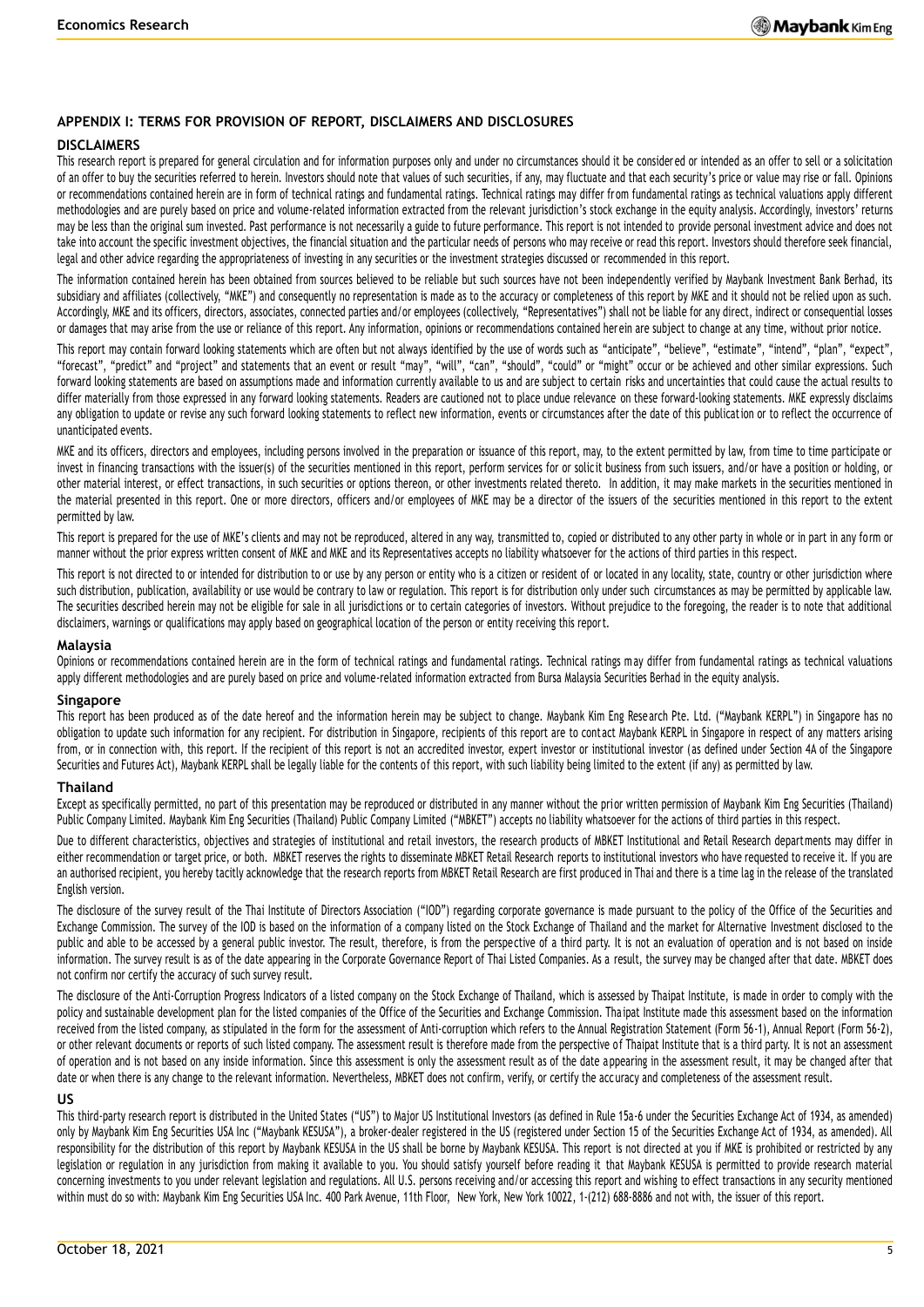## APPENDIX I: TERMS FOR PROVISION OF REPORT, DISCLAIMERS AND DISCLOSURES

### DISCLAIMERS

This research report is prepared for general circulation and for information purposes only and under no circumstances should it be considered or intended as an offer to sell or a solicitation of an offer to buy the securities referred to herein. Investors should note that values of such securities, if any, may fluctuate and that each security's price or value may rise or fall. Opinions or recommendations contained herein are in form of technical ratings and fundamental ratings. Technical ratings may differ from fundamental ratings as technical valuations apply different methodologies and are purely based on price and volume-related information extracted from the relevant jurisdiction's stock exchange in the equity analysis. Accordingly, investors' returns may be less than the original sum invested. Past performance is not necessarily a guide to future performance. This report is not intended to provide personal investment advice and does not take into account the specific investment objectives, the financial situation and the particular needs of persons who may receive or read this report. Investors should therefore seek financial, legal and other advice regarding the appropriateness of investing in any securities or the investment strategies discussed or recommended in this report.

The information contained herein has been obtained from sources believed to be reliable but such sources have not been independently verified by Maybank Investment Bank Berhad, its subsidiary and affiliates (collectively, "MKE") and consequently no representation is made as to the accuracy or completeness of this report by MKE and it should not be relied upon as such. Accordingly, MKE and its officers, directors, associates, connected parties and/or employees (collectively, "Representatives") shall not be liable for any direct, indirect or consequential losses or damages that may arise from the use or reliance of this report. Any information, opinions or recommendations contained herein are subject to change at any time, without prior notice.

This report may contain forward looking statements which are often but not always identified by the use of words such as "anticipate", "believe", "estimate", "intend", "plan", "expect", "forecast", "predict" and "project" and statements that an event or result "may", "will", "can", "should", "could" or "might" occur or be achieved and other similar expressions. Such forward looking statements are based on assumptions made and information currently available to us and are subject to certain risks and uncertainties that could cause the actual results to differ materially from those expressed in any forward looking statements. Readers are cautioned not to place undue relevance on these forward-looking statements. MKE expressly disclaims any obligation to update or revise any such forward looking statements to reflect new information, events or circumstances after the date of this publication or to reflect the occurrence of unanticipated events.

MKE and its officers, directors and employees, including persons involved in the preparation or issuance of this report, may, to the extent permitted by law, from time to time participate or invest in financing transactions with the issuer(s) of the securities mentioned in this report, perform services for or solicit business from such issuers, and/or have a position or holding, or other material interest, or effect transactions, in such securities or options thereon, or other investments related thereto. In addition, it may make markets in the securities mentioned in the material presented in this report. One or more directors, officers and/or employees of MKE may be a director of the issuers of the securities mentioned in this report to the extent permitted by law.

This report is prepared for the use of MKE's clients and may not be reproduced, altered in any way, transmitted to, copied or distributed to any other party in whole or in part in any form or manner without the prior express written consent of MKE and MKE and its Representatives accepts no liability whatsoever for the actions of third parties in this respect.

This report is not directed to or intended for distribution to or use by any person or entity who is a citizen or resident of or located in any locality, state, country or other jurisdiction where such distribution, publication, availability or use would be contrary to law or regulation. This report is for distribution only under such circumstances as may be permitted by applicable law. The securities described herein may not be eligible for sale in all jurisdictions or to certain categories of investors. Without prejudice to the foregoing, the reader is to note that additional disclaimers, warnings or qualifications may apply based on geographical location of the person or entity receiving this report.

### Malaysia

Opinions or recommendations contained herein are in the form of technical ratings and fundamental ratings. Technical ratings may differ from fundamental ratings as technical valuations apply different methodologies and are purely based on price and volume-related information extracted from Bursa Malaysia Securities Berhad in the equity analysis.

### Singapore

This report has been produced as of the date hereof and the information herein may be subject to change. Maybank Kim Eng Research Pte. Ltd. ("Maybank KERPL") in Singapore has no obligation to update such information for any recipient. For distribution in Singapore, recipients of this report are to contact Maybank KERPL in Singapore in respect of any matters arising from, or in connection with, this report. If the recipient of this report is not an accredited investor, expert investor or institutional investor (as defined under Section 4A of the Singapore Securities and Futures Act), Maybank KERPL shall be legally liable for the contents of this report, with such liability being limited to the extent (if any) as permitted by law.

### Thailand

Except as specifically permitted, no part of this presentation may be reproduced or distributed in any manner without the prior written permission of Maybank Kim Eng Securities (Thailand) Public Company Limited. Maybank Kim Eng Securities (Thailand) Public Company Limited ("MBKET") accepts no liability whatsoever for the actions of third parties in this respect.

Due to different characteristics, objectives and strategies of institutional and retail investors, the research products of MBKET Institutional and Retail Research departments may differ in either recommendation or target price, or both. MBKET reserves the rights to disseminate MBKET Retail Research reports to institutional investors who have requested to receive it. If you are an authorised recipient, you hereby tacitly acknowledge that the research reports from MBKET Retail Research are first produced in Thai and there is a time lag in the release of the translated English version.

The disclosure of the survey result of the Thai Institute of Directors Association ("IOD") regarding corporate governance is made pursuant to the policy of the Office of the Securities and Exchange Commission. The survey of the IOD is based on the information of a company listed on the Stock Exchange of Thailand and the market for Alternative Investment disclosed to the public and able to be accessed by a general public investor. The result, therefore, is from the perspective of a third party. It is not an evaluation of operation and is not based on inside information. The survey result is as of the date appearing in the Corporate Governance Report of Thai Listed Companies. As a result, the survey may be changed after that date. MBKET does not confirm nor certify the accuracy of such survey result.

The disclosure of the Anti-Corruption Progress Indicators of a listed company on the Stock Exchange of Thailand, which is assessed by Thaipat Institute, is made in order to comply with the policy and sustainable development plan for the listed companies of the Office of the Securities and Exchange Commission. Thaipat Institute made this assessment based on the information received from the listed company, as stipulated in the form for the assessment of Anti-corruption which refers to the Annual Registration Statement (Form 56-1), Annual Report (Form 56-2), or other relevant documents or reports of such listed company. The assessment result is therefore made from the perspective of Thaipat Institute that is a third party. It is not an assessment of operation and is not based on any inside information. Since this assessment is only the assessment result as of the date appearing in the assessment result, it may be changed after that date or when there is any change to the relevant information. Nevertheless, MBKET does not confirm, verify, or certify the accuracy and completeness of the assessment result.

### US

This third-party research report is distributed in the United States ("US") to Major US Institutional Investors (as defined in Rule 15a-6 under the Securities Exchange Act of 1934, as amended) only by Maybank Kim Eng Securities USA Inc ("Maybank KESUSA"), a broker-dealer registered in the US (registered under Section 15 of the Securities Exchange Act of 1934, as amended). All responsibility for the distribution of this report by Maybank KESUSA in the US shall be borne by Maybank KESUSA. This report is not directed at you if MKE is prohibited or restricted by any legislation or regulation in any jurisdiction from making it available to you. You should satisfy yourself before reading it that Maybank KESUSA is permitted to provide research material concerning investments to you under relevant legislation and regulations. All U.S. persons receiving and/or accessing this report and wishing to effect transactions in any security mentioned within must do so with: Maybank Kim Eng Securities USA Inc. 400 Park Avenue, 11th Floor, New York, New York 10022, 1-(212) 688-8886 and not with, the issuer of this report.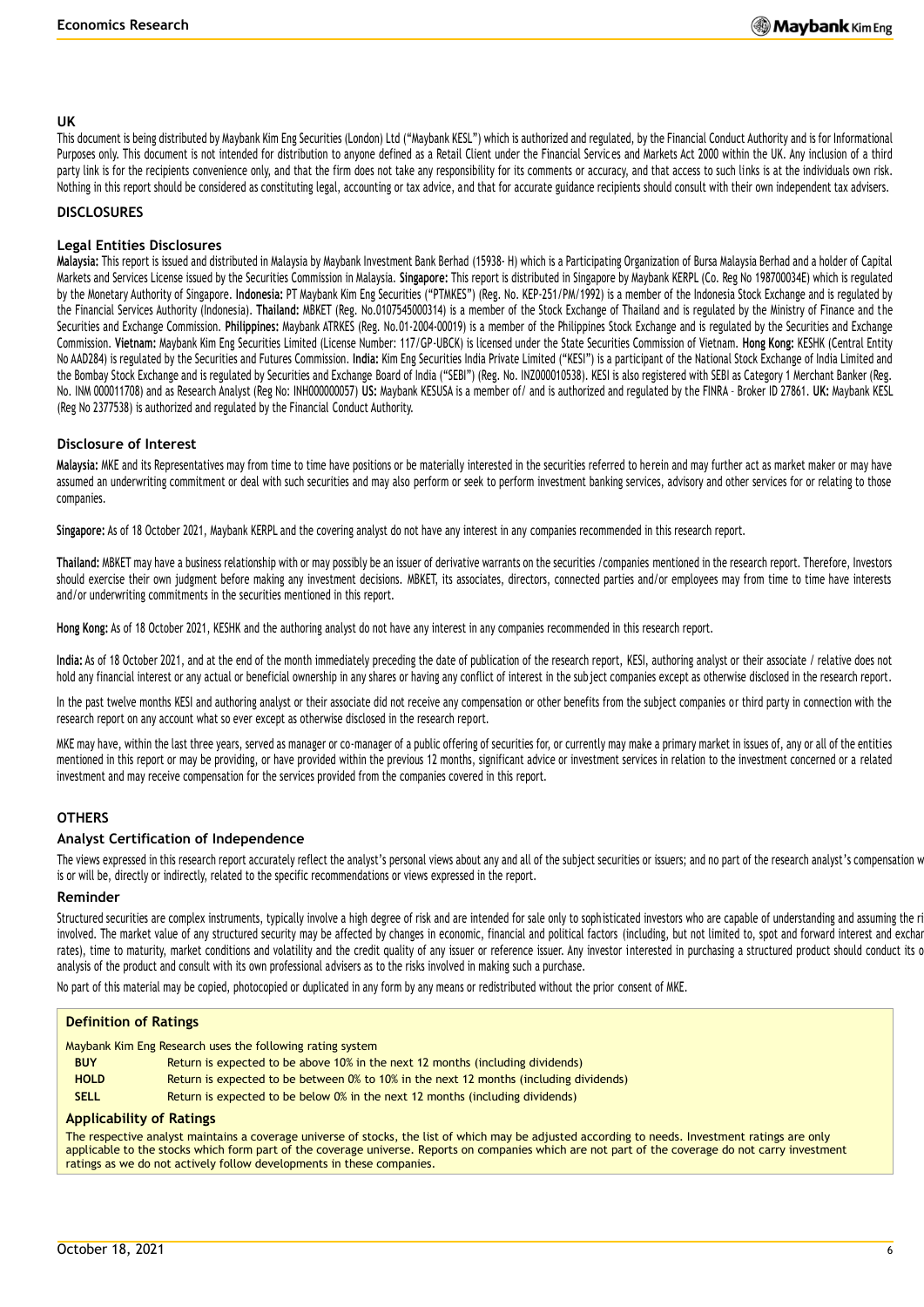## UK

This document is being distributed by Maybank Kim Eng Securities (London) Ltd ("Maybank KESL") which is authorized and regulated, by the Financial Conduct Authority and is for Informational Purposes only. This document is not intended for distribution to anyone defined as a Retail Client under the Financial Services and Markets Act 2000 within the UK. Any inclusion of a third party link is for the recipients convenience only, and that the firm does not take any responsibility for its comments or accuracy, and that access to such links is at the individuals own risk. Nothing in this report should be considered as constituting legal, accounting or tax advice, and that for accurate guidance recipients should consult with their own independent tax advisers.

## DISCLOSURES

### Legal Entities Disclosures

**Malaysia:** This report is issued and distributed in Malaysia by Maybank Investment Bank Berhad (15938- H) which is a Participating Organization of Bursa Malaysia Berhad and a holder of Capital Markets and Services License issued by the Securities Commission in Malaysia. **Singapore:** This report is distributed in Singapore by Maybank KERPL (Co. Reg No 198700034E) which is regulated by the Monetary Authority of Singapore. **Indonesia:** PT Maybank Kim Eng Securities ("PTMKES") (Reg. No. KEP-251/PM/1992) is a member of the Indonesia Stock Exchange and is regulated by the Financial Services Authority (Indonesia). **Thailand:** MBKET (Reg. No.0107545000314) is a member of the Stock Exchange of Thailand and is regulated by the Ministry of Finance and the Securities and Exchange Commission. **Philippines:** Maybank ATRKES (Reg. No.01-2004-00019) is a member of the Philippines Stock Exchange and is regulated by the Securities and Exchange Commission. **Vietnam:** Maybank Kim Eng Securities Limited (License Number: 117/GP-UBCK) is licensed under the State Securities Commission of Vietnam. **Hong Kong:** KESHK (Central Entity No AAD284) is regulated by the Securities and Futures Commission. **India:** Kim Eng Securities India Private Limited ("KESI") is a participant of the National Stock Exchange of India Limited and the Bombay Stock Exchange and is regulated by Securities and Exchange Board of India ("SEBI") (Reg. No. INZ000010538). KESI is also registered with SEBI as Category 1 Merchant Banker (Reg. No. INM 000011708) and as Research Analyst (Reg No: INH000000057) **US:** Maybank KESUSA is a member of/ and is authorized and regulated by the FINRA – Broker ID 27861. **UK:** Maybank KESL (Reg No 2377538) is authorized and regulated by the Financial Conduct Authority.

### Disclosure of Interest

**Malaysia:** MKE and its Representatives may from time to time have positions or be materially interested in the securities referred to herein and may further act as market maker or may have assumed an underwriting commitment or deal with such securities and may also perform or seek to perform investment banking services, advisory and other services for or relating to those companies.

**Singapore:** As of 18 October 2021, Maybank KERPL and the covering analyst do not have any interest in any companies recommended in this research report.

**Thailand:** MBKET may have a business relationship with or may possibly be an issuer of derivative warrants on the securities /companies mentioned in the research report. Therefore, Investors should exercise their own judgment before making any investment decisions. MBKET, its associates, directors, connected parties and/or employees may from time to time have interests and/or underwriting commitments in the securities mentioned in this report.

**Hong Kong:** As of 18 October 2021, KESHK and the authoring analyst do not have any interest in any companies recommended in this research report.

**India:** As of 18 October 2021, and at the end of the month immediately preceding the date of publication of the research report, KESI, authoring analyst or their associate / relative does not hold any financial interest or any actual or beneficial ownership in any shares or having any conflict of interest in the subject companies except as otherwise disclosed in the research report.

In the past twelve months KESI and authoring analyst or their associate did not receive any compensation or other benefits from the subject companies or third party in connection with the research report on any account what so ever except as otherwise disclosed in the research report.

MKE may have, within the last three years, served as manager or co-manager of a public offering of securities for, or currently may make a primary market in issues of, any or all of the entities mentioned in this report or may be providing, or have provided within the previous 12 months, significant advice or investment services in relation to the investment concerned or a related investment and may receive compensation for the services provided from the companies covered in this report.

## OTHERS

### Analyst Certification of Independence

The views expressed in this research report accurately reflect the analyst's personal views about any and all of the subject securities or issuers; and no part of the research analyst's compensation w is or will be, directly or indirectly, related to the specific recommendations or views expressed in the report.

### Reminder

Structured securities are complex instruments, typically involve a high degree of risk and are intended for sale only to sophisticated investors who are capable of understanding and assuming the ri involved. The market value of any structured security may be affected by changes in economic, financial and political factors (including, but not limited to, spot and forward interest and exchar rates), time to maturity, market conditions and volatility and the credit quality of any issuer or reference issuer. Any investor interested in purchasing a structured product should conduct its o analysis of the product and consult with its own professional advisers as to the risks involved in making such a purchase.

No part of this material may be copied, photocopied or duplicated in any form by any means or redistributed without the prior consent of MKE.

### Definition of Ratings

Maybank Kim Eng Research uses the following rating system

| Rating | Definition |
| --- | --- |
| **BUY** | Return is expected to be above 10% in the next 12 months (including dividends) |
| **HOLD** | Return is expected to be between 0% to 10% in the next 12 months (including dividends) |
| **SELL** | Return is expected to be below 0% in the next 12 months (including dividends) |

### Applicability of Ratings

The respective analyst maintains a coverage universe of stocks, the list of which may be adjusted according to needs. Investment ratings are only applicable to the stocks which form part of the coverage universe. Reports on companies which are not part of the coverage do not carry investment ratings as we do not actively follow developments in these companies.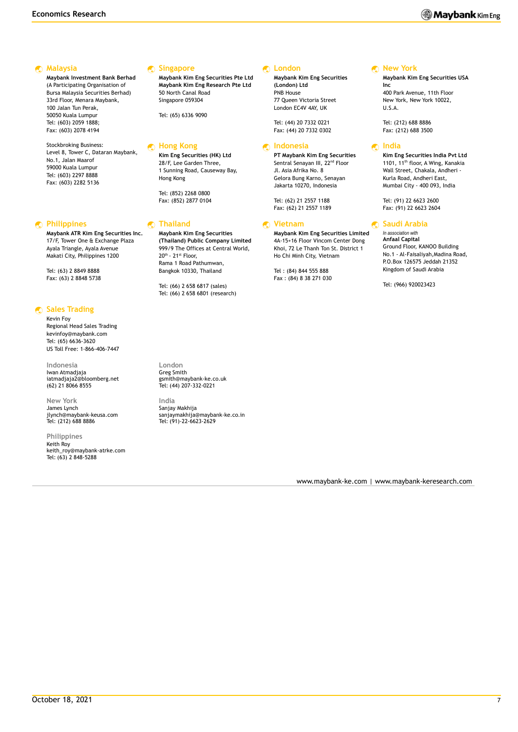## Malaysia

**Maybank Investment Bank Berhad**
(A Participating Organisation of Bursa Malaysia Securities Berhad)
33rd Floor, Menara Maybank,
100 Jalan Tun Perak,
50050 Kuala Lumpur
Tel: (603) 2059 1888;
Fax: (603) 2078 4194

Stockbroking Business:
Level 8, Tower C, Dataran Maybank,
No.1, Jalan Maarof
59000 Kuala Lumpur
Tel: (603) 2297 8888
Fax: (603) 2282 5136

## Singapore

**Maybank Kim Eng Securities Pte Ltd**
**Maybank Kim Eng Research Pte Ltd**
50 North Canal Road
Singapore 059304

Tel: (65) 6336 9090

## London

**Maybank Kim Eng Securities (London) Ltd**
PNB House
77 Queen Victoria Street
London EC4V 4AY, UK

Tel: (44) 20 7332 0221
Fax: (44) 20 7332 0302

## New York

**Maybank Kim Eng Securities USA Inc**
400 Park Avenue, 11th Floor
New York, New York 10022,
U.S.A.

Tel: (212) 688 8886
Fax: (212) 688 3500

## Hong Kong

**Kim Eng Securities (HK) Ltd**
28/F, Lee Garden Three,
1 Sunning Road, Causeway Bay,
Hong Kong

Tel: (852) 2268 0800
Fax: (852) 2877 0104

## Indonesia

**PT Maybank Kim Eng Securities**
Sentral Senayan III, 22nd Floor
Jl. Asia Afrika No. 8
Gelora Bung Karno, Senayan
Jakarta 10270, Indonesia

Tel: (62) 21 2557 1188
Fax: (62) 21 2557 1189

## India

**Kim Eng Securities India Pvt Ltd**
1101, 11th floor, A Wing, Kanakia
Wall Street, Chakala, Andheri -
Kurla Road, Andheri East,
Mumbai City - 400 093, India

Tel: (91) 22 6623 2600
Fax: (91) 22 6623 2604

## Philippines

**Maybank ATR Kim Eng Securities Inc.**
17/F, Tower One & Exchange Plaza
Ayala Triangle, Ayala Avenue
Makati City, Philippines 1200

Tel: (63) 2 8849 8888
Fax: (63) 2 8848 5738

## Thailand

**Maybank Kim Eng Securities (Thailand) Public Company Limited**
999/9 The Offices at Central World,
20th - 21st Floor,
Rama 1 Road Pathumwan,
Bangkok 10330, Thailand

Tel: (66) 2 658 6817 (sales)
Tel: (66) 2 658 6801 (research)

## Vietnam

**Maybank Kim Eng Securities Limited**
4A-15+16 Floor Vincom Center Dong Khoi, 72 Le Thanh Ton St. District 1
Ho Chi Minh City, Vietnam

Tel : (84) 844 555 888
Fax : (84) 8 38 271 030

## Saudi Arabia

*In association with*
**Anfaal Capital**
Ground Floor, KANOO Building
No.1 - Al-Faisaliyah,Madina Road,
P.O.Box 126575 Jeddah 21352
Kingdom of Saudi Arabia

Tel: (966) 920023423

## Sales Trading

Kevin Foy
Regional Head Sales Trading
kevinfoy@maybank.com
Tel: (65) 6636-3620
US Toll Free: 1-866-406-7447

### Indonesia
Iwan Atmadjaja
iatmadjaja2@bloomberg.net
(62) 21 8066 8555

### New York
James Lynch
jlynch@maybank-keusa.com
Tel: (212) 688 8886

### Philippines
Keith Roy
keith_roy@maybank-atrke.com
Tel: (63) 2 848-5288

### London
Greg Smith
gsmith@maybank-ke.co.uk
Tel: (44) 207-332-0221

### India
Sanjay Makhija
sanjaymakhija@maybank-ke.co.in
Tel: (91)-22-6623-2629

www.maybank-ke.com | www.maybank-keresearch.com